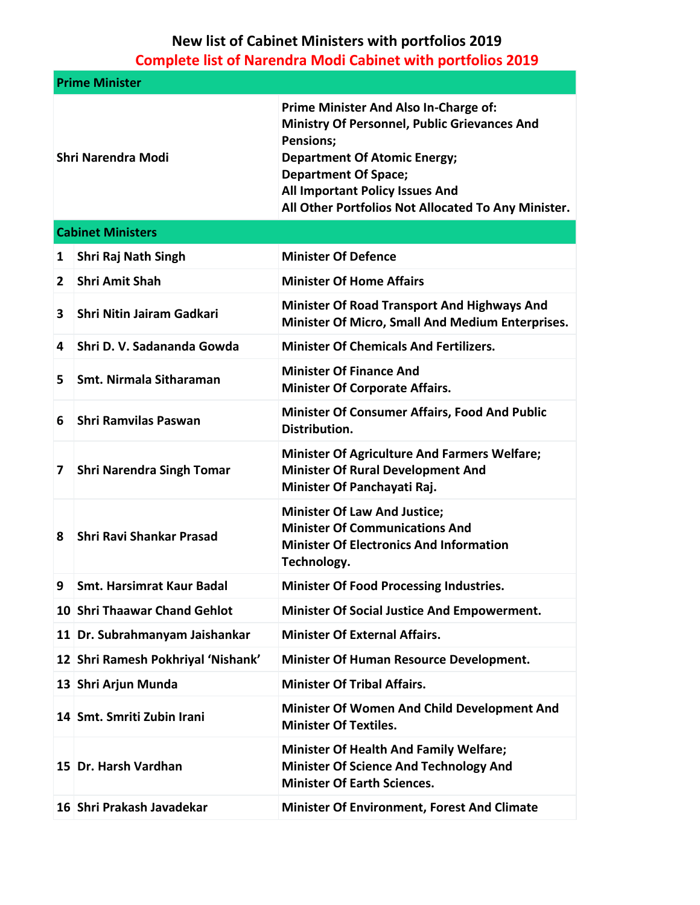## New list of Cabinet Ministers with portfolios 2019

## Complete list of Narendra Modi Cabinet with portfolios 2019

| **Prime Minister** | | |
|---|---|---|
| **Shri Narendra Modi** | | **Prime Minister And Also In-Charge of:**<br>**Ministry Of Personnel, Public Grievances And Pensions;**<br>**Department Of Atomic Energy;**<br>**Department Of Space;**<br>**All Important Policy Issues And**<br>**All Other Portfolios Not Allocated To Any Minister.** |
| **Cabinet Ministers** | | |
| **1** | **Shri Raj Nath Singh** | **Minister Of Defence** |
| **2** | **Shri Amit Shah** | **Minister Of Home Affairs** |
| **3** | **Shri Nitin Jairam Gadkari** | **Minister Of Road Transport And Highways And Minister Of Micro, Small And Medium Enterprises.** |
| **4** | **Shri D. V. Sadananda Gowda** | **Minister Of Chemicals And Fertilizers.** |
| **5** | **Smt. Nirmala Sitharaman** | **Minister Of Finance And**<br>**Minister Of Corporate Affairs.** |
| **6** | **Shri Ramvilas Paswan** | **Minister Of Consumer Affairs, Food And Public Distribution.** |
| **7** | **Shri Narendra Singh Tomar** | **Minister Of Agriculture And Farmers Welfare;**<br>**Minister Of Rural Development And**<br>**Minister Of Panchayati Raj.** |
| **8** | **Shri Ravi Shankar Prasad** | **Minister Of Law And Justice;**<br>**Minister Of Communications And**<br>**Minister Of Electronics And Information Technology.** |
| **9** | **Smt. Harsimrat Kaur Badal** | **Minister Of Food Processing Industries.** |
| **10** | **Shri Thaawar Chand Gehlot** | **Minister Of Social Justice And Empowerment.** |
| **11** | **Dr. Subrahmanyam Jaishankar** | **Minister Of External Affairs.** |
| **12** | **Shri Ramesh Pokhriyal 'Nishank'** | **Minister Of Human Resource Development.** |
| **13** | **Shri Arjun Munda** | **Minister Of Tribal Affairs.** |
| **14** | **Smt. Smriti Zubin Irani** | **Minister Of Women And Child Development And Minister Of Textiles.** |
| **15** | **Dr. Harsh Vardhan** | **Minister Of Health And Family Welfare;**<br>**Minister Of Science And Technology And**<br>**Minister Of Earth Sciences.** |
| **16** | **Shri Prakash Javadekar** | **Minister Of Environment, Forest And Climate** |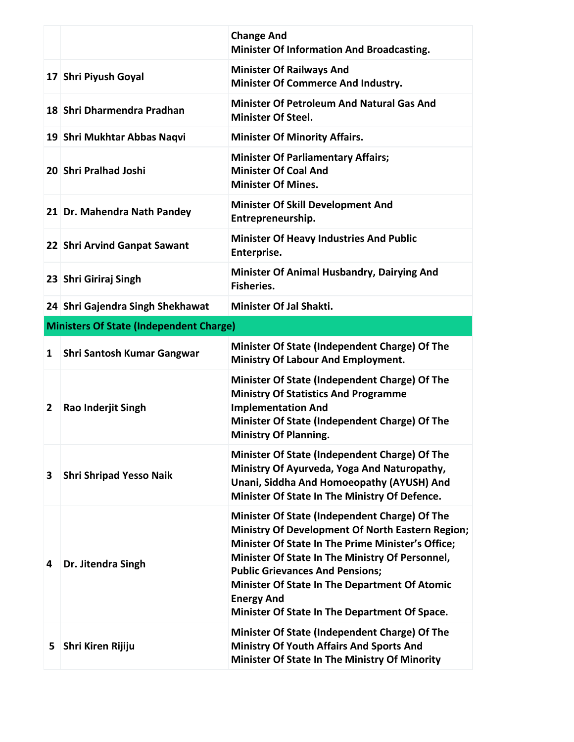| | | |
|---|---|---|
| | | Change And<br>Minister Of Information And Broadcasting. |
| 17 | Shri Piyush Goyal | Minister Of Railways And<br>Minister Of Commerce And Industry. |
| 18 | Shri Dharmendra Pradhan | Minister Of Petroleum And Natural Gas And<br>Minister Of Steel. |
| 19 | Shri Mukhtar Abbas Naqvi | Minister Of Minority Affairs. |
| 20 | Shri Pralhad Joshi | Minister Of Parliamentary Affairs;<br>Minister Of Coal And<br>Minister Of Mines. |
| 21 | Dr. Mahendra Nath Pandey | Minister Of Skill Development And Entrepreneurship. |
| 22 | Shri Arvind Ganpat Sawant | Minister Of Heavy Industries And Public Enterprise. |
| 23 | Shri Giriraj Singh | Minister Of Animal Husbandry, Dairying And Fisheries. |
| 24 | Shri Gajendra Singh Shekhawat | Minister Of Jal Shakti. |
| **Ministers Of State (Independent Charge)** | | |
| 1 | Shri Santosh Kumar Gangwar | Minister Of State (Independent Charge) Of The Ministry Of Labour And Employment. |
| 2 | Rao Inderjit Singh | Minister Of State (Independent Charge) Of The Ministry Of Statistics And Programme Implementation And<br>Minister Of State (Independent Charge) Of The Ministry Of Planning. |
| 3 | Shri Shripad Yesso Naik | Minister Of State (Independent Charge) Of The Ministry Of Ayurveda, Yoga And Naturopathy, Unani, Siddha And Homoeopathy (AYUSH) And<br>Minister Of State In The Ministry Of Defence. |
| 4 | Dr. Jitendra Singh | Minister Of State (Independent Charge) Of The Ministry Of Development Of North Eastern Region;<br>Minister Of State In The Prime Minister's Office;<br>Minister Of State In The Ministry Of Personnel, Public Grievances And Pensions;<br>Minister Of State In The Department Of Atomic Energy And<br>Minister Of State In The Department Of Space. |
| 5 | Shri Kiren Rijiju | Minister Of State (Independent Charge) Of The Ministry Of Youth Affairs And Sports And<br>Minister Of State In The Ministry Of Minority |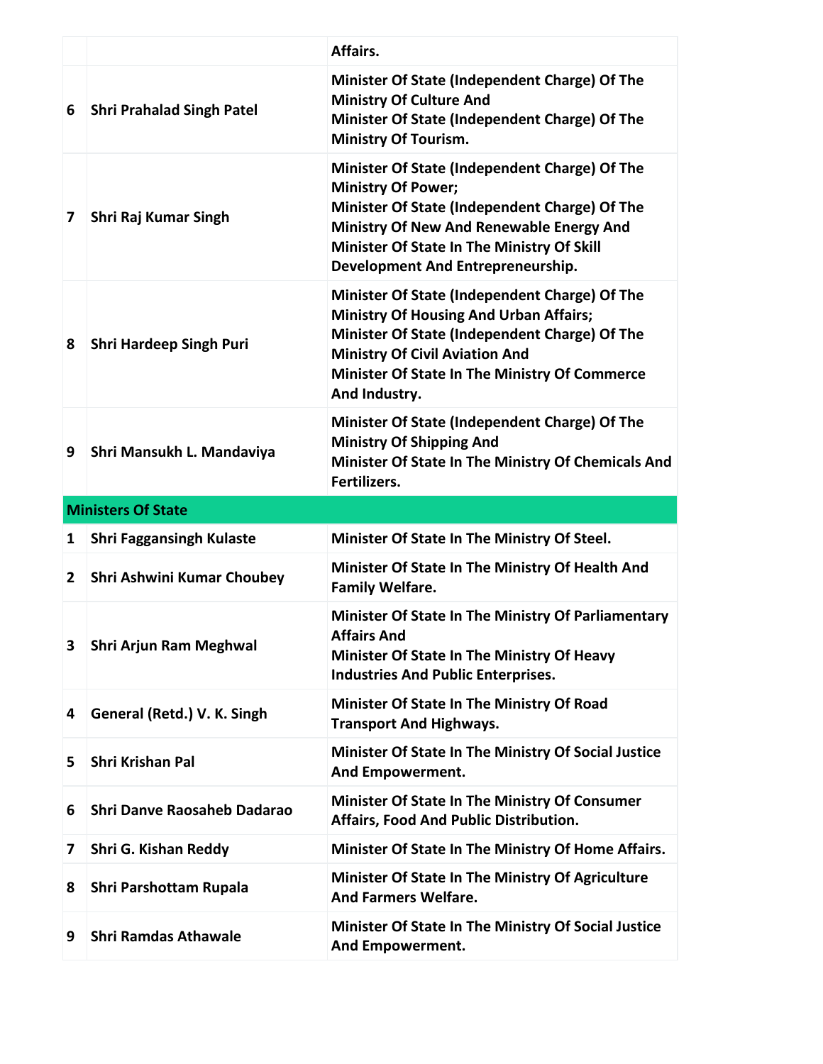| | | |
|---|---|---|
| | | Affairs. |
| 6 | Shri Prahalad Singh Patel | Minister Of State (Independent Charge) Of The Ministry Of Culture And Minister Of State (Independent Charge) Of The Ministry Of Tourism. |
| 7 | Shri Raj Kumar Singh | Minister Of State (Independent Charge) Of The Ministry Of Power; Minister Of State (Independent Charge) Of The Ministry Of New And Renewable Energy And Minister Of State In The Ministry Of Skill Development And Entrepreneurship. |
| 8 | Shri Hardeep Singh Puri | Minister Of State (Independent Charge) Of The Ministry Of Housing And Urban Affairs; Minister Of State (Independent Charge) Of The Ministry Of Civil Aviation And Minister Of State In The Ministry Of Commerce And Industry. |
| 9 | Shri Mansukh L. Mandaviya | Minister Of State (Independent Charge) Of The Ministry Of Shipping And Minister Of State In The Ministry Of Chemicals And Fertilizers. |
| **Ministers Of State** | | |
| 1 | Shri Faggansingh Kulaste | Minister Of State In The Ministry Of Steel. |
| 2 | Shri Ashwini Kumar Choubey | Minister Of State In The Ministry Of Health And Family Welfare. |
| 3 | Shri Arjun Ram Meghwal | Minister Of State In The Ministry Of Parliamentary Affairs And Minister Of State In The Ministry Of Heavy Industries And Public Enterprises. |
| 4 | General (Retd.) V. K. Singh | Minister Of State In The Ministry Of Road Transport And Highways. |
| 5 | Shri Krishan Pal | Minister Of State In The Ministry Of Social Justice And Empowerment. |
| 6 | Shri Danve Raosaheb Dadarao | Minister Of State In The Ministry Of Consumer Affairs, Food And Public Distribution. |
| 7 | Shri G. Kishan Reddy | Minister Of State In The Ministry Of Home Affairs. |
| 8 | Shri Parshottam Rupala | Minister Of State In The Ministry Of Agriculture And Farmers Welfare. |
| 9 | Shri Ramdas Athawale | Minister Of State In The Ministry Of Social Justice And Empowerment. |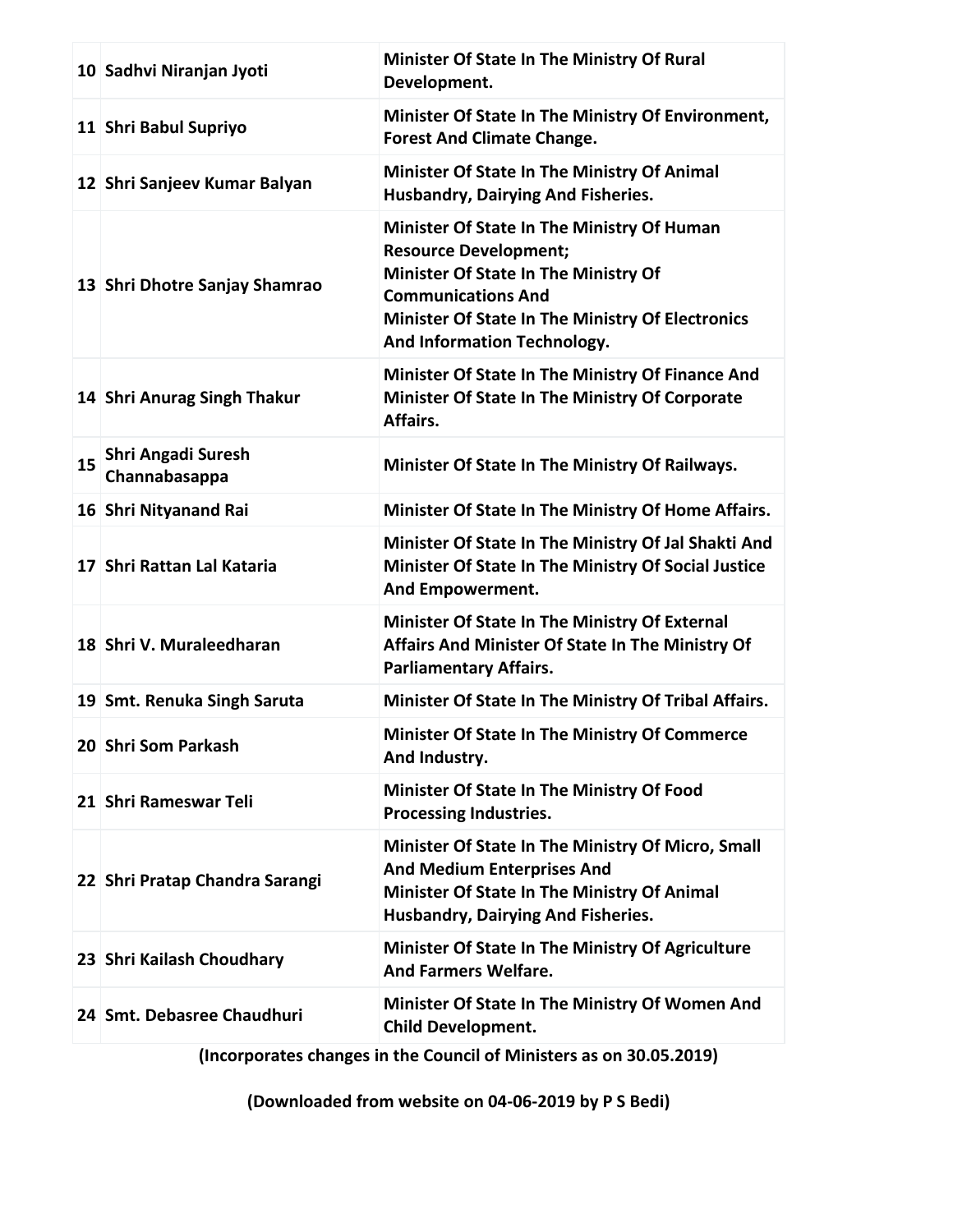| | | |
|---|---|---|
| 10 | Sadhvi Niranjan Jyoti | Minister Of State In The Ministry Of Rural Development. |
| 11 | Shri Babul Supriyo | Minister Of State In The Ministry Of Environment, Forest And Climate Change. |
| 12 | Shri Sanjeev Kumar Balyan | Minister Of State In The Ministry Of Animal Husbandry, Dairying And Fisheries. |
| 13 | Shri Dhotre Sanjay Shamrao | Minister Of State In The Ministry Of Human Resource Development; Minister Of State In The Ministry Of Communications And Minister Of State In The Ministry Of Electronics And Information Technology. |
| 14 | Shri Anurag Singh Thakur | Minister Of State In The Ministry Of Finance And Minister Of State In The Ministry Of Corporate Affairs. |
| 15 | Shri Angadi Suresh Channabasappa | Minister Of State In The Ministry Of Railways. |
| 16 | Shri Nityanand Rai | Minister Of State In The Ministry Of Home Affairs. |
| 17 | Shri Rattan Lal Kataria | Minister Of State In The Ministry Of Jal Shakti And Minister Of State In The Ministry Of Social Justice And Empowerment. |
| 18 | Shri V. Muraleedharan | Minister Of State In The Ministry Of External Affairs And Minister Of State In The Ministry Of Parliamentary Affairs. |
| 19 | Smt. Renuka Singh Saruta | Minister Of State In The Ministry Of Tribal Affairs. |
| 20 | Shri Som Parkash | Minister Of State In The Ministry Of Commerce And Industry. |
| 21 | Shri Rameswar Teli | Minister Of State In The Ministry Of Food Processing Industries. |
| 22 | Shri Pratap Chandra Sarangi | Minister Of State In The Ministry Of Micro, Small And Medium Enterprises And Minister Of State In The Ministry Of Animal Husbandry, Dairying And Fisheries. |
| 23 | Shri Kailash Choudhary | Minister Of State In The Ministry Of Agriculture And Farmers Welfare. |
| 24 | Smt. Debasree Chaudhuri | Minister Of State In The Ministry Of Women And Child Development. |

**(Incorporates changes in the Council of Ministers as on 30.05.2019)**

**(Downloaded from website on 04-06-2019 by P S Bedi)**